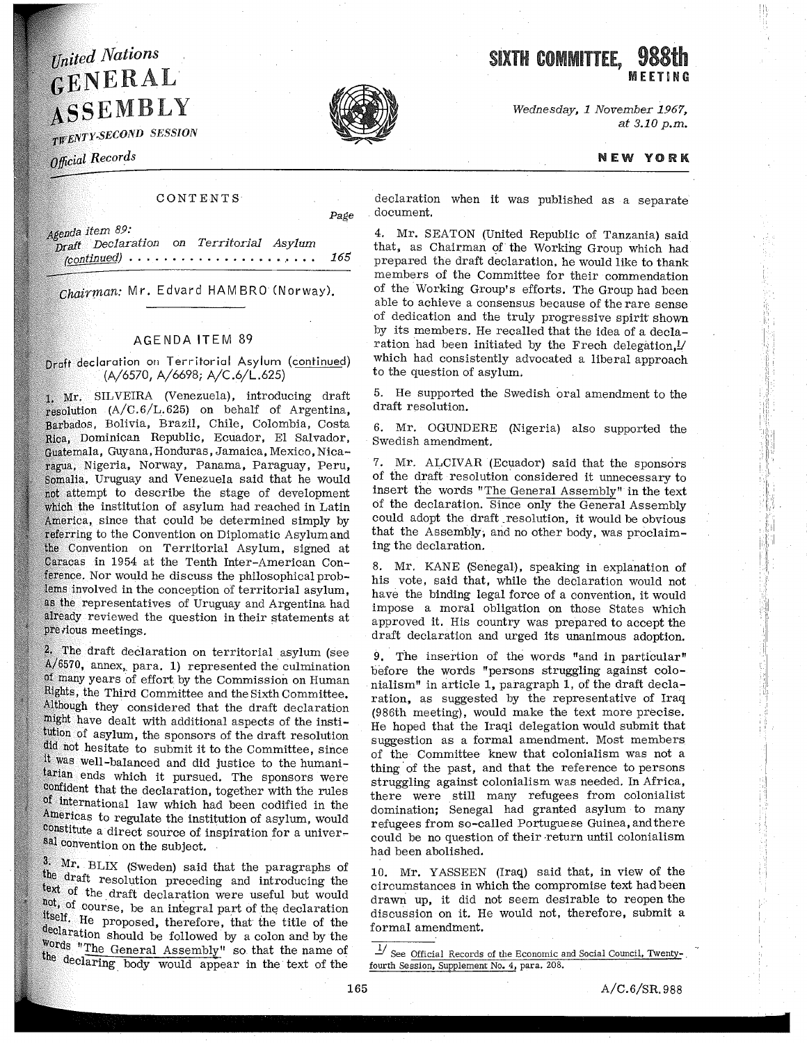United Nations
# GENERAL ASSEMBLY
TWENTY-SECOND SESSION
*Official Records*

# SIXTH COMMITTEE, 988th MEETING

*Wednesday, 1 November 1967, at 3.10 p.m.*

**NEW YORK**

CONTENTS

| | Page |
|---|---|
| *Agenda item 89:* | |
| *Draft Declaration on Territorial Asylum (continued)* | 165 |

*Chairman:* Mr. Edvard HAMBRO (Norway).

## AGENDA ITEM 89

**Draft declaration on Territorial Asylum (continued) (A/6570, A/6698; A/C.6/L.625)**

1. Mr. SILVEIRA (Venezuela), introducing draft resolution (A/C.6/L.625) on behalf of Argentina, Barbados, Bolivia, Brazil, Chile, Colombia, Costa Rica, Dominican Republic, Ecuador, El Salvador, Guatemala, Guyana, Honduras, Jamaica, Mexico, Nicaragua, Nigeria, Norway, Panama, Paraguay, Peru, Somalia, Uruguay and Venezuela said that he would not attempt to describe the stage of development which the institution of asylum had reached in Latin America, since that could be determined simply by referring to the Convention on Diplomatic Asylum and the Convention on Territorial Asylum, signed at Caracas in 1954 at the Tenth Inter-American Conference. Nor would he discuss the philosophical problems involved in the conception of territorial asylum, as the representatives of Uruguay and Argentina had already reviewed the question in their statements at previous meetings.

2. The draft declaration on territorial asylum (see A/6570, annex, para. 1) represented the culmination of many years of effort by the Commission on Human Rights, the Third Committee and the Sixth Committee. Although they considered that the draft declaration might have dealt with additional aspects of the institution of asylum, the sponsors of the draft resolution did not hesitate to submit it to the Committee, since it was well-balanced and did justice to the humanitarian ends which it pursued. The sponsors were confident that the declaration, together with the rules of international law which had been codified in the Americas to regulate the institution of asylum, would constitute a direct source of inspiration for a universal convention on the subject.

3. Mr. BLIX (Sweden) said that the paragraphs of the draft resolution preceding and introducing the text of the draft declaration were useful but would not, of course, be an integral part of the declaration itself. He proposed, therefore, that the title of the declaration should be followed by a colon and by the words "The General Assembly" so that the name of the declaring body would appear in the text of the declaration when it was published as a separate document.

4. Mr. SEATON (United Republic of Tanzania) said that, as Chairman of the Working Group which had prepared the draft declaration, he would like to thank members of the Committee for their commendation of the Working Group's efforts. The Group had been able to achieve a consensus because of the rare sense of dedication and the truly progressive spirit shown by its members. He recalled that the idea of a declaration had been initiated by the Frech delegation,[1] which had consistently advocated a liberal approach to the question of asylum.

5. He supported the Swedish oral amendment to the draft resolution.

6. Mr. OGUNDERE (Nigeria) also supported the Swedish amendment.

7. Mr. ALCIVAR (Ecuador) said that the sponsors of the draft resolution considered it unnecessary to insert the words "The General Assembly" in the text of the declaration. Since only the General Assembly could adopt the draft resolution, it would be obvious that the Assembly, and no other body, was proclaiming the declaration.

8. Mr. KANE (Senegal), speaking in explanation of his vote, said that, while the declaration would not have the binding legal force of a convention, it would impose a moral obligation on those States which approved it. His country was prepared to accept the draft declaration and urged its unanimous adoption.

9. The insertion of the words "and in particular" before the words "persons struggling against colonialism" in article 1, paragraph 1, of the draft declaration, as suggested by the representative of Iraq (986th meeting), would make the text more precise. He hoped that the Iraqi delegation would submit that suggestion as a formal amendment. Most members of the Committee knew that colonialism was not a thing of the past, and that the reference to persons struggling against colonialism was needed. In Africa, there were still many refugees from colonialist domination; Senegal had granted asylum to many refugees from so-called Portuguese Guinea, and there could be no question of their return until colonialism had been abolished.

10. Mr. YASSEEN (Iraq) said that, in view of the circumstances in which the compromise text had been drawn up, it did not seem desirable to reopen the discussion on it. He would not, therefore, submit a formal amendment.

[1] See Official Records of the Economic and Social Council, Twenty-fourth Session, Supplement No. 4, para. 208.

A/C.6/SR.988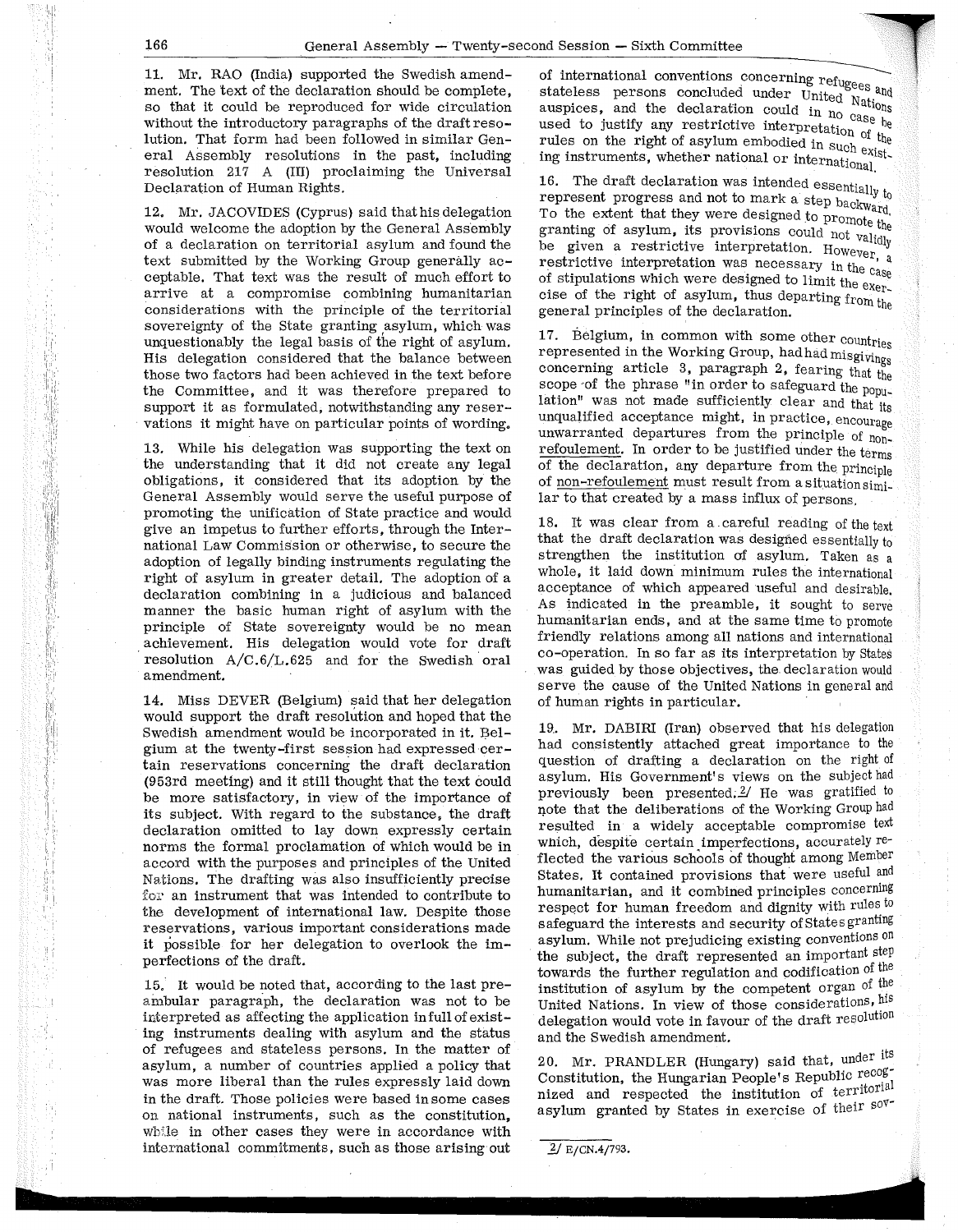11. Mr. RAO (India) supported the Swedish amendment. The text of the declaration should be complete, so that it could be reproduced for wide circulation without the introductory paragraphs of the draft resolution. That form had been followed in similar General Assembly resolutions in the past, including resolution 217 A (III) proclaiming the Universal Declaration of Human Rights.

12. Mr. JACOVIDES (Cyprus) said that his delegation would welcome the adoption by the General Assembly of a declaration on territorial asylum and found the text submitted by the Working Group generally acceptable. That text was the result of much effort to arrive at a compromise combining humanitarian considerations with the principle of the territorial sovereignty of the State granting asylum, which was unquestionably the legal basis of the right of asylum. His delegation considered that the balance between those two factors had been achieved in the text before the Committee, and it was therefore prepared to support it as formulated, notwithstanding any reservations it might have on particular points of wording.

13. While his delegation was supporting the text on the understanding that it did not create any legal obligations, it considered that its adoption by the General Assembly would serve the useful purpose of promoting the unification of State practice and would give an impetus to further efforts, through the International Law Commission or otherwise, to secure the adoption of legally binding instruments regulating the right of asylum in greater detail. The adoption of a declaration combining in a judicious and balanced manner the basic human right of asylum with the principle of State sovereignty would be no mean achievement. His delegation would vote for draft resolution A/C.6/L.625 and for the Swedish oral amendment.

14. Miss DEVER (Belgium) said that her delegation would support the draft resolution and hoped that the Swedish amendment would be incorporated in it. Belgium at the twenty-first session had expressed certain reservations concerning the draft declaration (953rd meeting) and it still thought that the text could be more satisfactory, in view of the importance of its subject. With regard to the substance, the draft declaration omitted to lay down expressly certain norms the formal proclamation of which would be in accord with the purposes and principles of the United Nations. The drafting was also insufficiently precise for an instrument that was intended to contribute to the development of international law. Despite those reservations, various important considerations made it possible for her delegation to overlook the imperfections of the draft.

15. It would be noted that, according to the last preambular paragraph, the declaration was not to be interpreted as affecting the application in full of existing instruments dealing with asylum and the status of refugees and stateless persons. In the matter of asylum, a number of countries applied a policy that was more liberal than the rules expressly laid down in the draft. Those policies were based in some cases on national instruments, such as the constitution, while in other cases they were in accordance with international commitments, such as those arising out of international conventions concerning refugees and stateless persons concluded under United Nations auspices, and the declaration could in no case be used to justify any restrictive interpretation of the rules on the right of asylum embodied in such existing instruments, whether national or international.

16. The draft declaration was intended essentially to represent progress and not to mark a step backward. To the extent that they were designed to promote the granting of asylum, its provisions could not validly be given a restrictive interpretation. However, a restrictive interpretation was necessary in the case of stipulations which were designed to limit the exercise of the right of asylum, thus departing from the general principles of the declaration.

17. Belgium, in common with some other countries represented in the Working Group, had had misgivings concerning article 3, paragraph 2, fearing that the scope of the phrase "in order to safeguard the population" was not made sufficiently clear and that its unqualified acceptance might, in practice, encourage unwarranted departures from the principle of non-refoulement. In order to be justified under the terms of the declaration, any departure from the principle of non-refoulement must result from a situation similar to that created by a mass influx of persons.

18. It was clear from a careful reading of the text that the draft declaration was designed essentially to strengthen the institution of asylum. Taken as a whole, it laid down minimum rules the international acceptance of which appeared useful and desirable. As indicated in the preamble, it sought to serve humanitarian ends, and at the same time to promote friendly relations among all nations and international co-operation. In so far as its interpretation by States was guided by those objectives, the declaration would serve the cause of the United Nations in general and of human rights in particular.

19. Mr. DABIRI (Iran) observed that his delegation had consistently attached great importance to the question of drafting a declaration on the right of asylum. His Government's views on the subject had previously been presented.[2] He was gratified to note that the deliberations of the Working Group had resulted in a widely acceptable compromise text which, despite certain imperfections, accurately reflected the various schools of thought among Member States. It contained provisions that were useful and humanitarian, and it combined principles concerning respect for human freedom and dignity with rules to safeguard the interests and security of States granting asylum. While not prejudicing existing conventions on the subject, the draft represented an important step towards the further regulation and codification of the institution of asylum by the competent organ of the United Nations. In view of those considerations, his delegation would vote in favour of the draft resolution and the Swedish amendment.

20. Mr. PRANDLER (Hungary) said that, under its Constitution, the Hungarian People's Republic recognized and respected the institution of territorial asylum granted by States in exercise of their sov-

[2] E/CN.4/793.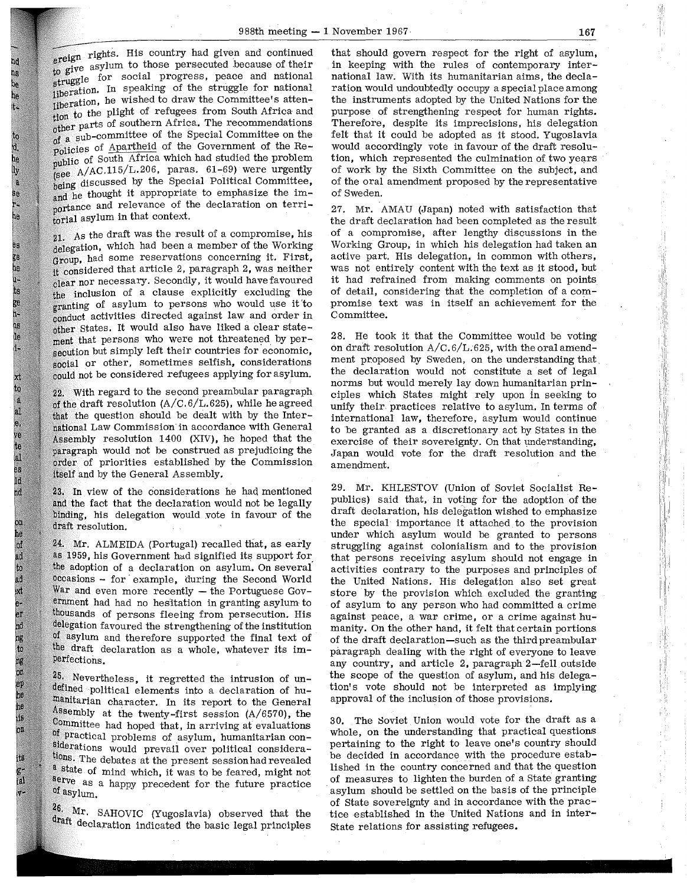ereign rights. His country had given and continued to give asylum to those persecuted because of their struggle for social progress, peace and national liberation. In speaking of the struggle for national liberation, he wished to draw the Committee's attention to the plight of refugees from South Africa and other parts of southern Africa. The recommendations of a sub-committee of the Special Committee on the Policies of Apartheid of the Government of the Republic of South Africa which had studied the problem (see A/AC.115/L.206, paras. 61-69) were urgently being discussed by the Special Political Committee, and he thought it appropriate to emphasize the importance and relevance of the declaration on territorial asylum in that context.

21. As the draft was the result of a compromise, his delegation, which had been a member of the Working Group, had some reservations concerning it. First, it considered that article 2, paragraph 2, was neither clear nor necessary. Secondly, it would have favoured the inclusion of a clause explicitly excluding the granting of asylum to persons who would use it to conduct activities directed against law and order in other States. It would also have liked a clear statement that persons who were not threatened by persecution but simply left their countries for economic, social or other, sometimes selfish, considerations could not be considered refugees applying for asylum.

22. With regard to the second preambular paragraph of the draft resolution (A/C.6/L.625), while he agreed that the question should be dealt with by the International Law Commission in accordance with General Assembly resolution 1400 (XIV), he hoped that the paragraph would not be construed as prejudicing the order of priorities established by the Commission itself and by the General Assembly.

23. In view of the considerations he had mentioned and the fact that the declaration would not be legally binding, his delegation would vote in favour of the draft resolution.

24. Mr. ALMEIDA (Portugal) recalled that, as early as 1959, his Government had signified its support for the adoption of a declaration on asylum. On several occasions – for example, during the Second World War and even more recently – the Portuguese Government had had no hesitation in granting asylum to thousands of persons fleeing from persecution. His delegation favoured the strengthening of the institution of asylum and therefore supported the final text of the draft declaration as a whole, whatever its imperfections.

25. Nevertheless, it regretted the intrusion of undefined political elements into a declaration of humanitarian character. In its report to the General Assembly at the twenty-first session (A/6570), the Committee had hoped that, in arriving at evaluations of practical problems of asylum, humanitarian considerations would prevail over political considerations. The debates at the present session had revealed a state of mind which, it was to be feared, might not serve as a happy precedent for the future practice of asylum.

26. Mr. SAHOVIC (Yugoslavia) observed that the draft declaration indicated the basic legal principles that should govern respect for the right of asylum, in keeping with the rules of contemporary international law. With its humanitarian aims, the declaration would undoubtedly occupy a special place among the instruments adopted by the United Nations for the purpose of strengthening respect for human rights. Therefore, despite its imprecisions, his delegation felt that it could be adopted as it stood. Yugoslavia would accordingly vote in favour of the draft resolution, which represented the culmination of two years of work by the Sixth Committee on the subject, and of the oral amendment proposed by the representative of Sweden.

27. Mr. AMAU (Japan) noted with satisfaction that the draft declaration had been completed as the result of a compromise, after lengthy discussions in the Working Group, in which his delegation had taken an active part. His delegation, in common with others, was not entirely content with the text as it stood, but it had refrained from making comments on points of detail, considering that the completion of a compromise text was in itself an achievement for the Committee.

28. He took it that the Committee would be voting on draft resolution A/C.6/L.625, with the oral amendment proposed by Sweden, on the understanding that the declaration would not constitute a set of legal norms but would merely lay down humanitarian principles which States might rely upon in seeking to unify their practices relative to asylum. In terms of international law, therefore, asylum would continue to be granted as a discretionary act by States in the exercise of their sovereignty. On that understanding, Japan would vote for the draft resolution and the amendment.

29. Mr. KHLESTOV (Union of Soviet Socialist Republics) said that, in voting for the adoption of the draft declaration, his delegation wished to emphasize the special importance it attached to the provision under which asylum would be granted to persons struggling against colonialism and to the provision that persons receiving asylum should not engage in activities contrary to the purposes and principles of the United Nations. His delegation also set great store by the provision which excluded the granting of asylum to any person who had committed a crime against peace, a war crime, or a crime against humanity. On the other hand, it felt that certain portions of the draft declaration—such as the third preambular paragraph dealing with the right of everyone to leave any country, and article 2, paragraph 2—fell outside the scope of the question of asylum, and his delegation's vote should not be interpreted as implying approval of the inclusion of those provisions.

30. The Soviet Union would vote for the draft as a whole, on the understanding that practical questions pertaining to the right to leave one's country should be decided in accordance with the procedure established in the country concerned and that the question of measures to lighten the burden of a State granting asylum should be settled on the basis of the principle of State sovereignty and in accordance with the practice established in the United Nations and in inter-State relations for assisting refugees.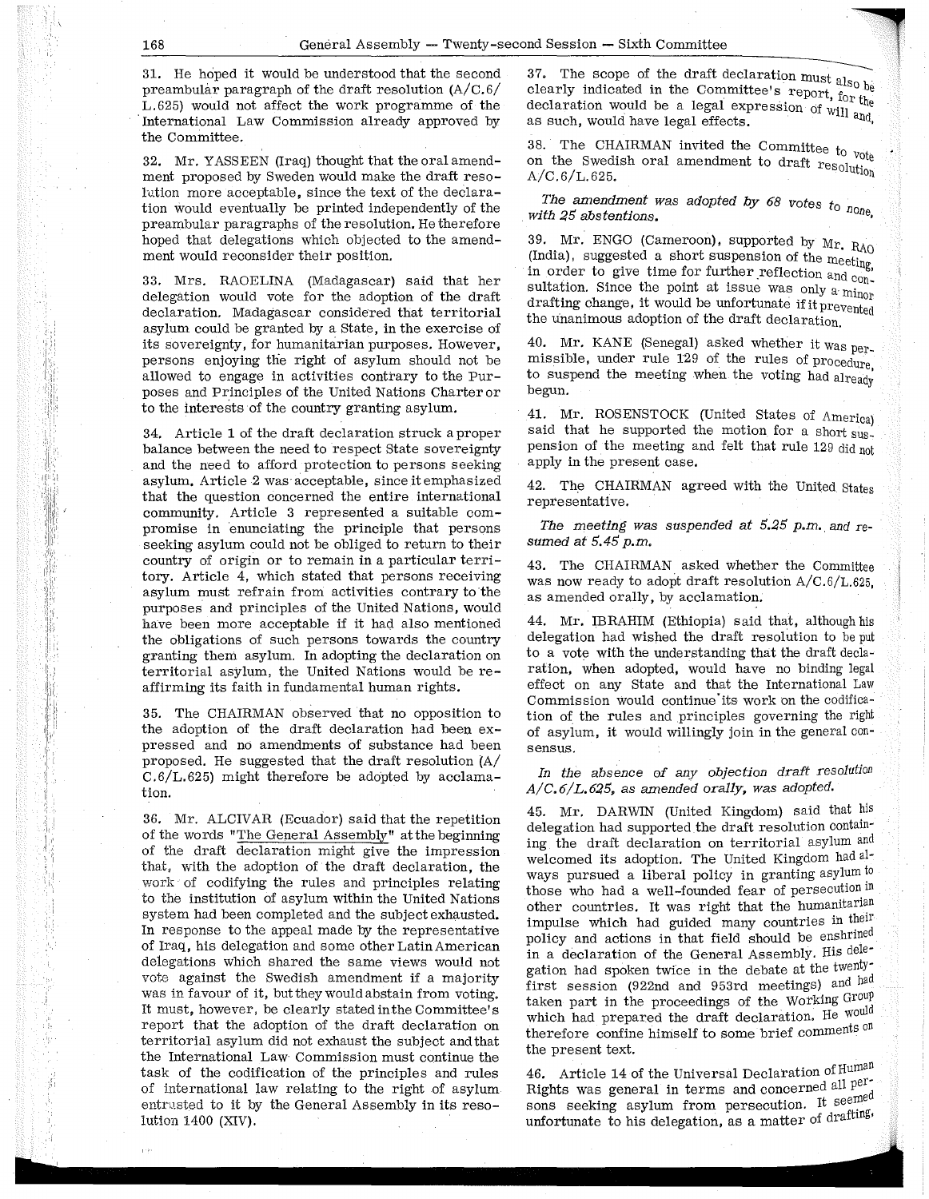31. He hoped it would be understood that the second preambular paragraph of the draft resolution (A/C.6/L.625) would not affect the work programme of the International Law Commission already approved by the Committee.

32. Mr. YASSEEN (Iraq) thought that the oral amendment proposed by Sweden would make the draft resolution more acceptable, since the text of the declaration would eventually be printed independently of the preambular paragraphs of the resolution. He therefore hoped that delegations which objected to the amendment would reconsider their position.

33. Mrs. RAOELINA (Madagascar) said that her delegation would vote for the adoption of the draft declaration. Madagascar considered that territorial asylum could be granted by a State, in the exercise of its sovereignty, for humanitarian purposes. However, persons enjoying the right of asylum should not be allowed to engage in activities contrary to the Purposes and Principles of the United Nations Charter or to the interests of the country granting asylum.

34. Article 1 of the draft declaration struck a proper balance between the need to respect State sovereignty and the need to afford protection to persons seeking asylum. Article 2 was acceptable, since it emphasized that the question concerned the entire international community. Article 3 represented a suitable compromise in enunciating the principle that persons seeking asylum could not be obliged to return to their country of origin or to remain in a particular territory. Article 4, which stated that persons receiving asylum must refrain from activities contrary to the purposes and principles of the United Nations, would have been more acceptable if it had also mentioned the obligations of such persons towards the country granting them asylum. In adopting the declaration on territorial asylum, the United Nations would be reaffirming its faith in fundamental human rights.

35. The CHAIRMAN observed that no opposition to the adoption of the draft declaration had been expressed and no amendments of substance had been proposed. He suggested that the draft resolution (A/C.6/L.625) might therefore be adopted by acclamation.

36. Mr. ALCIVAR (Ecuador) said that the repetition of the words "The General Assembly" at the beginning of the draft declaration might give the impression that, with the adoption of the draft declaration, the work of codifying the rules and principles relating to the institution of asylum within the United Nations system had been completed and the subject exhausted. In response to the appeal made by the representative of Iraq, his delegation and some other Latin American delegations which shared the same views would not vote against the Swedish amendment if a majority was in favour of it, but they would abstain from voting. It must, however, be clearly stated in the Committee's report that the adoption of the draft declaration on territorial asylum did not exhaust the subject and that the International Law Commission must continue the task of the codification of the principles and rules of international law relating to the right of asylum entrusted to it by the General Assembly in its resolution 1400 (XIV).

37. The scope of the draft declaration must also be clearly indicated in the Committee's report, for the declaration would be a legal expression of will and, as such, would have legal effects.

38. The CHAIRMAN invited the Committee to vote on the Swedish oral amendment to draft resolution A/C.6/L.625.

*The amendment was adopted by 68 votes to none, with 25 abstentions.*

39. Mr. ENGO (Cameroon), supported by Mr. RAO (India), suggested a short suspension of the meeting, in order to give time for further reflection and consultation. Since the point at issue was only a minor drafting change, it would be unfortunate if it prevented the unanimous adoption of the draft declaration.

40. Mr. KANE (Senegal) asked whether it was permissible, under rule 129 of the rules of procedure, to suspend the meeting when the voting had already begun.

41. Mr. ROSENSTOCK (United States of America) said that he supported the motion for a short suspension of the meeting and felt that rule 129 did not apply in the present case.

42. The CHAIRMAN agreed with the United States representative.

*The meeting was suspended at 5.25 p.m. and resumed at 5.45 p.m.*

43. The CHAIRMAN asked whether the Committee was now ready to adopt draft resolution A/C.6/L.625, as amended orally, by acclamation.

44. Mr. IBRAHIM (Ethiopia) said that, although his delegation had wished the draft resolution to be put to a vote with the understanding that the draft declaration, when adopted, would have no binding legal effect on any State and that the International Law Commission would continue its work on the codification of the rules and principles governing the right of asylum, it would willingly join in the general consensus.

*In the absence of any objection draft resolution A/C.6/L.625, as amended orally, was adopted.*

45. Mr. DARWIN (United Kingdom) said that his delegation had supported the draft resolution containing the draft declaration on territorial asylum and welcomed its adoption. The United Kingdom had always pursued a liberal policy in granting asylum to those who had a well-founded fear of persecution in other countries. It was right that the humanitarian impulse which had guided many countries in their policy and actions in that field should be enshrined in a declaration of the General Assembly. His delegation had spoken twice in the debate at the twenty-first session (922nd and 953rd meetings) and had taken part in the proceedings of the Working Group which had prepared the draft declaration. He would therefore confine himself to some brief comments on the present text.

46. Article 14 of the Universal Declaration of Human Rights was general in terms and concerned all persons seeking asylum from persecution. It seemed unfortunate to his delegation, as a matter of drafting,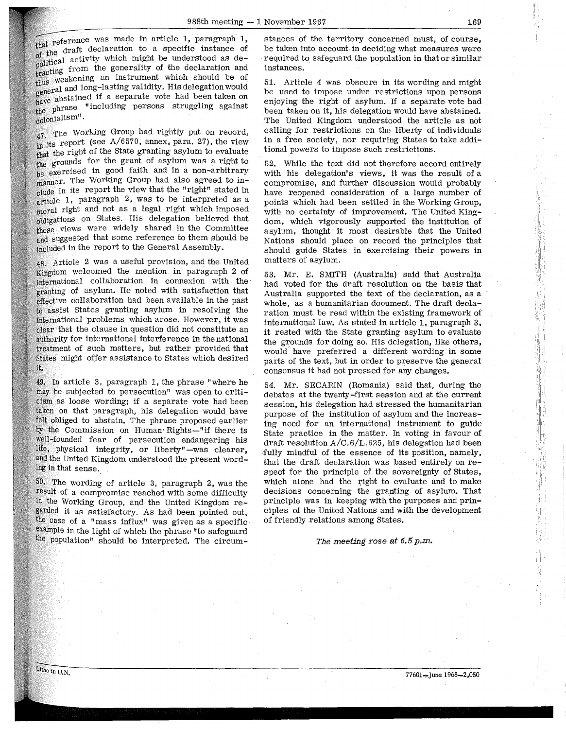that reference was made in article 1, paragraph 1, of the draft declaration to a specific instance of political activity which might be understood as detracting from the generality of the declaration and thus weakening an instrument which should be of general and long-lasting validity. His delegation would have abstained if a separate vote had been taken on the phrase "including persons struggling against colonialism".

47. The Working Group had rightly put on record, in its report (see A/6570, annex, para. 27), the view that the right of the State granting asylum to evaluate the grounds for the grant of asylum was a right to be exercised in good faith and in a non-arbitrary manner. The Working Group had also agreed to include in its report the view that the "right" stated in article 1, paragraph 2, was to be interpreted as a moral right and not as a legal right which imposed obligations on States. His delegation believed that those views were widely shared in the Committee and suggested that some reference to them should be included in the report to the General Assembly.

48. Article 2 was a useful provision, and the United Kingdom welcomed the mention in paragraph 2 of international collaboration in connexion with the granting of asylum. He noted with satisfaction that effective collaboration had been available in the past to assist States granting asylum in resolving the international problems which arose. However, it was clear that the clause in question did not constitute an authority for international interference in the national treatment of such matters, but rather provided that States might offer assistance to States which desired it.

49. In article 3, paragraph 1, the phrase "where he may be subjected to persecution" was open to criticism as loose wording; if a separate vote had been taken on that paragraph, his delegation would have felt obliged to abstain. The phrase proposed earlier by the Commission on Human Rights—"if there is well-founded fear of persecution endangering his life, physical integrity, or liberty"—was clearer, and the United Kingdom understood the present wording in that sense.

50. The wording of article 3, paragraph 2, was the result of a compromise reached with some difficulty in the Working Group, and the United Kingdom regarded it as satisfactory. As had been pointed out, the case of a "mass influx" was given as a specific example in the light of which the phrase "to safeguard the population" should be interpreted. The circumstances of the territory concerned must, of course, be taken into account in deciding what measures were required to safeguard the population in that or similar instances.

51. Article 4 was obscure in its wording and might be used to impose undue restrictions upon persons enjoying the right of asylum. If a separate vote had been taken on it, his delegation would have abstained. The United Kingdom understood the article as not calling for restrictions on the liberty of individuals in a free society, nor requiring States to take additional powers to impose such restrictions.

52. While the text did not therefore accord entirely with his delegation's views, it was the result of a compromise, and further discussion would probably have reopened consideration of a large number of points which had been settled in the Working Group, with no certainty of improvement. The United Kingdom, which vigorously supported the institution of asylum, thought it most desirable that the United Nations should place on record the principles that should guide States in exercising their powers in matters of asylum.

53. Mr. E. SMITH (Australia) said that Australia had voted for the draft resolution on the basis that Australia supported the text of the declaration, as a whole, as a humanitarian document. The draft declaration must be read within the existing framework of international law. As stated in article 1, paragraph 3, it rested with the State granting asylum to evaluate the grounds for doing so. His delegation, like others, would have preferred a different wording in some parts of the text, but in order to preserve the general consensus it had not pressed for any changes.

54. Mr. SECARIN (Romania) said that, during the debates at the twenty-first session and at the current session, his delegation had stressed the humanitarian purpose of the institution of asylum and the increasing need for an international instrument to guide State practice in the matter. In voting in favour of draft resolution A/C.6/L.625, his delegation had been fully mindful of the essence of its position, namely, that the draft declaration was based entirely on respect for the principle of the sovereignty of States, which alone had the right to evaluate and to make decisions concerning the granting of asylum. That principle was in keeping with the purposes and principles of the United Nations and with the development of friendly relations among States.

*The meeting rose at 6.5 p.m.*

Litho in U.N. 77601—June 1968—2,050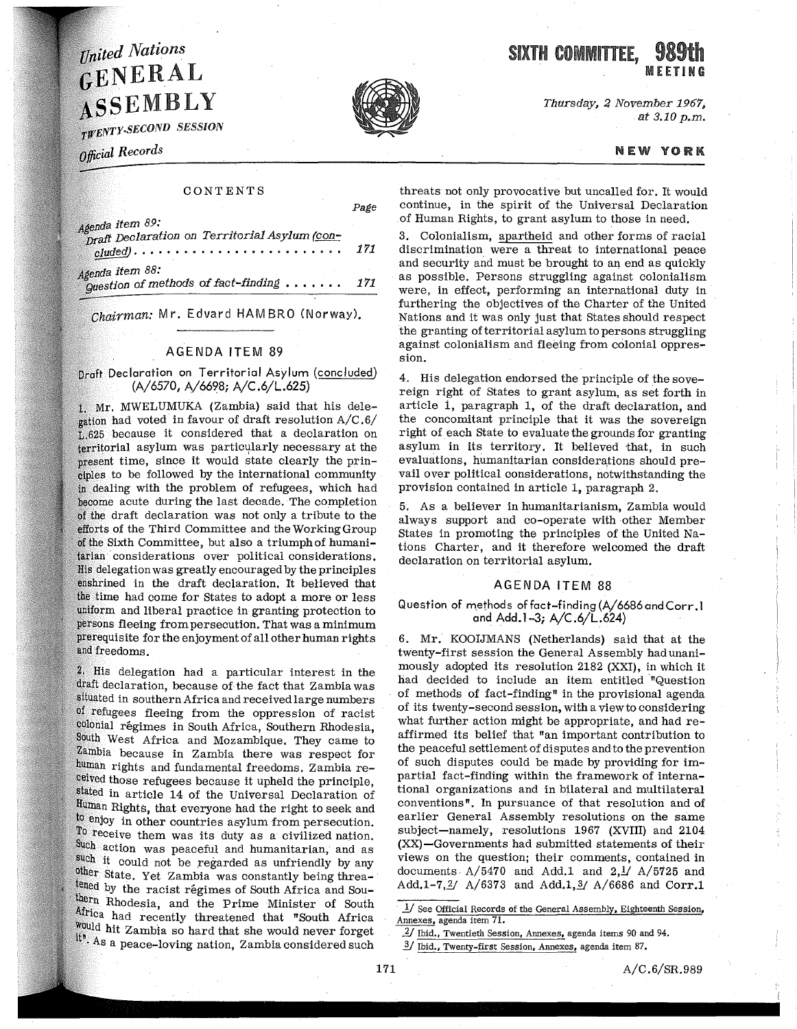United Nations
# GENERAL ASSEMBLY
TWENTY-SECOND SESSION

*Official Records*

**SIXTH COMMITTEE, 989th MEETING**

*Thursday, 2 November 1967, at 3.10 p.m.*

**NEW YORK**

CONTENTS

| | Page |
|---|---|
| *Agenda item 89:* *Draft Declaration on Territorial Asylum (concluded)* | 171 |
| *Agenda item 88:* *Question of methods of fact-finding* | 171 |

*Chairman:* Mr. Edvard HAMBRO (Norway).

## AGENDA ITEM 89

### Draft Declaration on Territorial Asylum (concluded) (A/6570, A/6698; A/C.6/L.625)

1. Mr. MWELUMUKA (Zambia) said that his delegation had voted in favour of draft resolution A/C.6/L.625 because it considered that a declaration on territorial asylum was particularly necessary at the present time, since it would state clearly the principles to be followed by the international community in dealing with the problem of refugees, which had become acute during the last decade. The completion of the draft declaration was not only a tribute to the efforts of the Third Committee and the Working Group of the Sixth Committee, but also a triumph of humanitarian considerations over political considerations. His delegation was greatly encouraged by the principles enshrined in the draft declaration. It believed that the time had come for States to adopt a more or less uniform and liberal practice in granting protection to persons fleeing from persecution. That was a minimum prerequisite for the enjoyment of all other human rights and freedoms.

2. His delegation had a particular interest in the draft declaration, because of the fact that Zambia was situated in southern Africa and received large numbers of refugees fleeing from the oppression of racist colonial régimes in South Africa, Southern Rhodesia, South West Africa and Mozambique. They came to Zambia because in Zambia there was respect for human rights and fundamental freedoms. Zambia received those refugees because it upheld the principle, stated in article 14 of the Universal Declaration of Human Rights, that everyone had the right to seek and to enjoy in other countries asylum from persecution. To receive them was its duty as a civilized nation. Such action was peaceful and humanitarian, and as such it could not be regarded as unfriendly by any other State. Yet Zambia was constantly being threatened by the racist régimes of South Africa and Southern Rhodesia, and the Prime Minister of South Africa had recently threatened that "South Africa would hit Zambia so hard that she would never forget it". As a peace-loving nation, Zambia considered such threats not only provocative but uncalled for. It would continue, in the spirit of the Universal Declaration of Human Rights, to grant asylum to those in need.

3. Colonialism, apartheid and other forms of racial discrimination were a threat to international peace and security and must be brought to an end as quickly as possible. Persons struggling against colonialism were, in effect, performing an international duty in furthering the objectives of the Charter of the United Nations and it was only just that States should respect the granting of territorial asylum to persons struggling against colonialism and fleeing from colonial oppression.

4. His delegation endorsed the principle of the sovereign right of States to grant asylum, as set forth in article 1, paragraph 1, of the draft declaration, and the concomitant principle that it was the sovereign right of each State to evaluate the grounds for granting asylum in its territory. It believed that, in such evaluations, humanitarian considerations should prevail over political considerations, notwithstanding the provision contained in article 1, paragraph 2.

5. As a believer in humanitarianism, Zambia would always support and co-operate with other Member States in promoting the principles of the United Nations Charter, and it therefore welcomed the draft declaration on territorial asylum.

## AGENDA ITEM 88

### Question of methods of fact-finding (A/6686 and Corr.1 and Add.1-3; A/C.6/L.624)

6. Mr. KOOIJMANS (Netherlands) said that at the twenty-first session the General Assembly had unanimously adopted its resolution 2182 (XXI), in which it had decided to include an item entitled "Question of methods of fact-finding" in the provisional agenda of its twenty-second session, with a view to considering what further action might be appropriate, and had reaffirmed its belief that "an important contribution to the peaceful settlement of disputes and to the prevention of such disputes could be made by providing for impartial fact-finding within the framework of international organizations and in bilateral and multilateral conventions". In pursuance of that resolution and of earlier General Assembly resolutions on the same subject—namely, resolutions 1967 (XVIII) and 2104 (XX)—Governments had submitted statements of their views on the question; their comments, contained in documents A/5470 and Add.1 and 2,[1] A/5725 and Add.1-7,[2] A/6373 and Add.1,[3] A/6686 and Corr.1

[1] See Official Records of the General Assembly, Eighteenth Session, Annexes, agenda item 71.

[2] Ibid., Twentieth Session, Annexes, agenda items 90 and 94.

[3] Ibid., Twenty-first Session, Annexes, agenda item 87.

A/C.6/SR.989